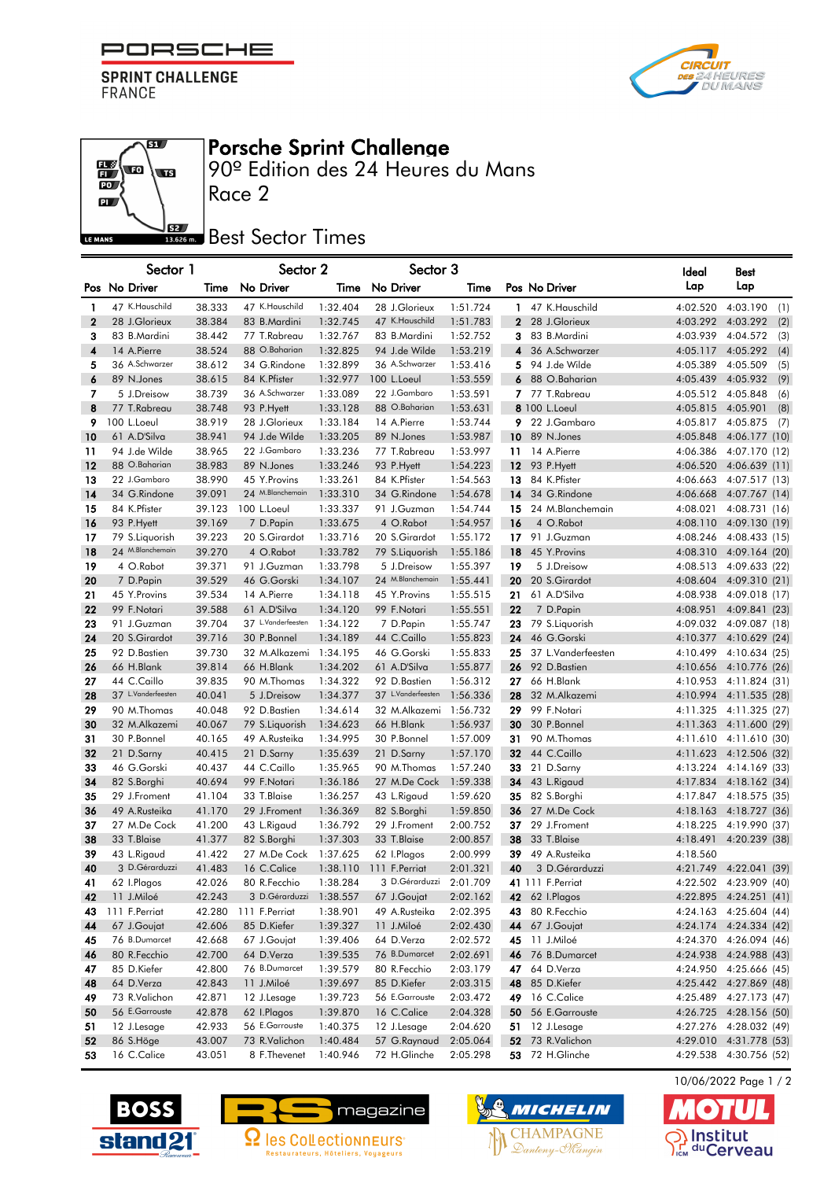PORSCHE SPRINT CHALLENGE FRANCE

# Porsche Sprint Challenge

## 90º Edition des 24 Heures du Mans

## Race 2

## Best Sector Times

| Sector 1 | | | | Sector 2 | | | Sector 3 | | | | | Ideal | Best |
|---|---|---|---|---|---|---|---|---|---|---|---|---|---|
| Pos | No | Driver | Time | No | Driver | Time | No | Driver | Time | Pos | No Driver | Lap | Lap |
| 1 | 47 | K.Hauschild | 38.333 | 47 | K.Hauschild | 1:32.404 | 28 | J.Glorieux | 1:51.724 | 1 | 47 K.Hauschild | 4:02.520 | 4:03.190 (1) |
| 2 | 28 | J.Glorieux | 38.384 | 83 | B.Mardini | 1:32.745 | 47 | K.Hauschild | 1:51.783 | 2 | 28 J.Glorieux | 4:03.292 | 4:03.292 (2) |
| 3 | 83 | B.Mardini | 38.442 | 77 | T.Rabreau | 1:32.767 | 83 | B.Mardini | 1:52.752 | 3 | 83 B.Mardini | 4:03.939 | 4:04.572 (3) |
| 4 | 14 | A.Pierre | 38.524 | 88 | O.Baharian | 1:32.825 | 94 | J.de Wilde | 1:53.219 | 4 | 36 A.Schwarzer | 4:05.117 | 4:05.292 (4) |
| 5 | 36 | A.Schwarzer | 38.612 | 34 | G.Rindone | 1:32.899 | 36 | A.Schwarzer | 1:53.416 | 5 | 94 J.de Wilde | 4:05.389 | 4:05.509 (5) |
| 6 | 89 | N.Jones | 38.615 | 84 | K.Pfister | 1:32.977 | 100 | L.Loeul | 1:53.559 | 6 | 88 O.Baharian | 4:05.439 | 4:05.932 (9) |
| 7 | 5 | J.Dreisow | 38.739 | 36 | A.Schwarzer | 1:33.089 | 22 | J.Gambaro | 1:53.591 | 7 | 77 T.Rabreau | 4:05.512 | 4:05.848 (6) |
| 8 | 77 | T.Rabreau | 38.748 | 93 | P.Hyett | 1:33.128 | 88 | O.Baharian | 1:53.631 | 8 | 100 L.Loeul | 4:05.815 | 4:05.901 (8) |
| 9 | 100 | L.Loeul | 38.919 | 28 | J.Glorieux | 1:33.184 | 14 | A.Pierre | 1:53.744 | 9 | 22 J.Gambaro | 4:05.817 | 4:05.875 (7) |
| 10 | 61 | A.D'Silva | 38.941 | 94 | J.de Wilde | 1:33.205 | 89 | N.Jones | 1:53.987 | 10 | 89 N.Jones | 4:05.848 | 4:06.177 (10) |
| 11 | 94 | J.de Wilde | 38.965 | 22 | J.Gambaro | 1:33.236 | 77 | T.Rabreau | 1:53.997 | 11 | 14 A.Pierre | 4:06.386 | 4:07.170 (12) |
| 12 | 88 | O.Baharian | 38.983 | 89 | N.Jones | 1:33.246 | 93 | P.Hyett | 1:54.223 | 12 | 93 P.Hyett | 4:06.520 | 4:06.639 (11) |
| 13 | 22 | J.Gambaro | 38.990 | 45 | Y.Provins | 1:33.261 | 84 | K.Pfister | 1:54.563 | 13 | 84 K.Pfister | 4:06.663 | 4:07.517 (13) |
| 14 | 34 | G.Rindone | 39.091 | 24 | M.Blanchemain | 1:33.310 | 34 | G.Rindone | 1:54.678 | 14 | 34 G.Rindone | 4:06.668 | 4:07.767 (14) |
| 15 | 84 | K.Pfister | 39.123 | 100 | L.Loeul | 1:33.337 | 91 | J.Guzman | 1:54.744 | 15 | 24 M.Blanchemain | 4:08.021 | 4:08.731 (16) |
| 16 | 93 | P.Hyett | 39.169 | 7 | D.Papin | 1:33.675 | 4 | O.Rabot | 1:54.957 | 16 | 4 O.Rabot | 4:08.110 | 4:09.130 (19) |
| 17 | 79 | S.Liquorish | 39.223 | 20 | S.Girardot | 1:33.716 | 20 | S.Girardot | 1:55.172 | 17 | 91 J.Guzman | 4:08.246 | 4:08.433 (15) |
| 18 | 24 | M.Blanchemain | 39.270 | 4 | O.Rabot | 1:33.782 | 79 | S.Liquorish | 1:55.186 | 18 | 45 Y.Provins | 4:08.310 | 4:09.164 (20) |
| 19 | 4 | O.Rabot | 39.371 | 91 | J.Guzman | 1:33.798 | 5 | J.Dreisow | 1:55.397 | 19 | 5 J.Dreisow | 4:08.513 | 4:09.633 (22) |
| 20 | 7 | D.Papin | 39.529 | 46 | G.Gorski | 1:34.107 | 24 | M.Blanchemain | 1:55.441 | 20 | 20 S.Girardot | 4:08.604 | 4:09.310 (21) |
| 21 | 45 | Y.Provins | 39.534 | 14 | A.Pierre | 1:34.118 | 45 | Y.Provins | 1:55.515 | 21 | 61 A.D'Silva | 4:08.938 | 4:09.018 (17) |
| 22 | 99 | F.Notari | 39.588 | 61 | A.D'Silva | 1:34.120 | 99 | F.Notari | 1:55.551 | 22 | 7 D.Papin | 4:08.951 | 4:09.841 (23) |
| 23 | 91 | J.Guzman | 39.704 | 37 | L.Vanderfeesten | 1:34.122 | 7 | D.Papin | 1:55.747 | 23 | 79 S.Liquorish | 4:09.032 | 4:09.087 (18) |
| 24 | 20 | S.Girardot | 39.716 | 30 | P.Bonnel | 1:34.189 | 44 | C.Caillo | 1:55.823 | 24 | 46 G.Gorski | 4:10.377 | 4:10.629 (24) |
| 25 | 92 | D.Bastien | 39.730 | 32 | M.Alkazemi | 1:34.195 | 46 | G.Gorski | 1:55.833 | 25 | 37 L.Vanderfeesten | 4:10.499 | 4:10.634 (25) |
| 26 | 66 | H.Blank | 39.814 | 66 | H.Blank | 1:34.202 | 61 | A.D'Silva | 1:55.877 | 26 | 92 D.Bastien | 4:10.656 | 4:10.776 (26) |
| 27 | 44 | C.Caillo | 39.835 | 90 | M.Thomas | 1:34.322 | 92 | D.Bastien | 1:56.312 | 27 | 66 H.Blank | 4:10.953 | 4:11.824 (31) |
| 28 | 37 | L.Vanderfeesten | 40.041 | 5 | J.Dreisow | 1:34.377 | 37 | L.Vanderfeesten | 1:56.336 | 28 | 32 M.Alkazemi | 4:10.994 | 4:11.535 (28) |
| 29 | 90 | M.Thomas | 40.048 | 92 | D.Bastien | 1:34.614 | 32 | M.Alkazemi | 1:56.732 | 29 | 99 F.Notari | 4:11.325 | 4:11.325 (27) |
| 30 | 32 | M.Alkazemi | 40.067 | 79 | S.Liquorish | 1:34.623 | 66 | H.Blank | 1:56.937 | 30 | 30 P.Bonnel | 4:11.363 | 4:11.600 (29) |
| 31 | 30 | P.Bonnel | 40.165 | 49 | A.Rusteika | 1:34.995 | 30 | P.Bonnel | 1:57.009 | 31 | 90 M.Thomas | 4:11.610 | 4:11.610 (30) |
| 32 | 21 | D.Sarny | 40.415 | 21 | D.Sarny | 1:35.639 | 21 | D.Sarny | 1:57.170 | 32 | 44 C.Caillo | 4:11.623 | 4:12.506 (32) |
| 33 | 46 | G.Gorski | 40.437 | 44 | C.Caillo | 1:35.965 | 90 | M.Thomas | 1:57.240 | 33 | 21 D.Sarny | 4:13.224 | 4:14.169 (33) |
| 34 | 82 | S.Borghi | 40.694 | 99 | F.Notari | 1:36.186 | 27 | M.De Cock | 1:59.338 | 34 | 43 L.Rigaud | 4:17.834 | 4:18.162 (34) |
| 35 | 29 | J.Froment | 41.104 | 33 | T.Blaise | 1:36.257 | 43 | L.Rigaud | 1:59.620 | 35 | 82 S.Borghi | 4:17.847 | 4:18.575 (35) |
| 36 | 49 | A.Rusteika | 41.170 | 29 | J.Froment | 1:36.369 | 82 | S.Borghi | 1:59.850 | 36 | 27 M.De Cock | 4:18.163 | 4:18.727 (36) |
| 37 | 27 | M.De Cock | 41.200 | 43 | L.Rigaud | 1:36.792 | 29 | J.Froment | 2:00.752 | 37 | 29 J.Froment | 4:18.225 | 4:19.990 (37) |
| 38 | 33 | T.Blaise | 41.377 | 82 | S.Borghi | 1:37.303 | 33 | T.Blaise | 2:00.857 | 38 | 33 T.Blaise | 4:18.491 | 4:20.239 (38) |
| 39 | 43 | L.Rigaud | 41.422 | 27 | M.De Cock | 1:37.625 | 62 | I.Plagos | 2:00.999 | 39 | 49 A.Rusteika | 4:18.560 | |
| 40 | 3 | D.Gérarduzzi | 41.483 | 16 | C.Calice | 1:38.110 | 111 | F.Perriat | 2:01.321 | 40 | 3 D.Gérarduzzi | 4:21.749 | 4:22.041 (39) |
| 41 | 62 | I.Plagos | 42.026 | 80 | R.Fecchio | 1:38.284 | 3 | D.Gérarduzzi | 2:01.709 | 41 | 111 F.Perriat | 4:22.502 | 4:23.909 (40) |
| 42 | 11 | J.Miloé | 42.243 | 3 | D.Gérarduzzi | 1:38.557 | 67 | J.Goujat | 2:02.162 | 42 | 62 I.Plagos | 4:22.895 | 4:24.251 (41) |
| 43 | 111 | F.Perriat | 42.280 | 111 | F.Perriat | 1:38.901 | 49 | A.Rusteika | 2:02.395 | 43 | 80 R.Fecchio | 4:24.163 | 4:25.604 (44) |
| 44 | 67 | J.Goujat | 42.606 | 85 | D.Kiefer | 1:39.327 | 11 | J.Miloé | 2:02.430 | 44 | 67 J.Goujat | 4:24.174 | 4:24.334 (42) |
| 45 | 76 | B.Dumarcet | 42.668 | 67 | J.Goujat | 1:39.406 | 64 | D.Verza | 2:02.572 | 45 | 11 J.Miloé | 4:24.370 | 4:26.094 (46) |
| 46 | 80 | R.Fecchio | 42.700 | 64 | D.Verza | 1:39.535 | 76 | B.Dumarcet | 2:02.691 | 46 | 76 B.Dumarcet | 4:24.938 | 4:24.988 (43) |
| 47 | 85 | D.Kiefer | 42.800 | 76 | B.Dumarcet | 1:39.579 | 80 | R.Fecchio | 2:03.179 | 47 | 64 D.Verza | 4:24.950 | 4:25.666 (45) |
| 48 | 64 | D.Verza | 42.843 | 11 | J.Miloé | 1:39.697 | 85 | D.Kiefer | 2:03.315 | 48 | 85 D.Kiefer | 4:25.442 | 4:27.869 (48) |
| 49 | 73 | R.Valichon | 42.871 | 12 | J.Lesage | 1:39.723 | 56 | E.Garrouste | 2:03.472 | 49 | 16 C.Calice | 4:25.489 | 4:27.173 (47) |
| 50 | 56 | E.Garrouste | 42.878 | 62 | I.Plagos | 1:39.870 | 16 | C.Calice | 2:04.328 | 50 | 56 E.Garrouste | 4:26.725 | 4:28.156 (50) |
| 51 | 12 | J.Lesage | 42.933 | 56 | E.Garrouste | 1:40.375 | 12 | J.Lesage | 2:04.620 | 51 | 12 J.Lesage | 4:27.276 | 4:28.032 (49) |
| 52 | 86 | S.Höge | 43.007 | 73 | R.Valichon | 1:40.484 | 57 | G.Raynaud | 2:05.064 | 52 | 73 R.Valichon | 4:29.010 | 4:31.778 (53) |
| 53 | 16 | C.Calice | 43.051 | 8 | F.Thevenet | 1:40.946 | 72 | H.Glinche | 2:05.298 | 53 | 72 H.Glinche | 4:29.538 | 4:30.756 (52) |

10/06/2022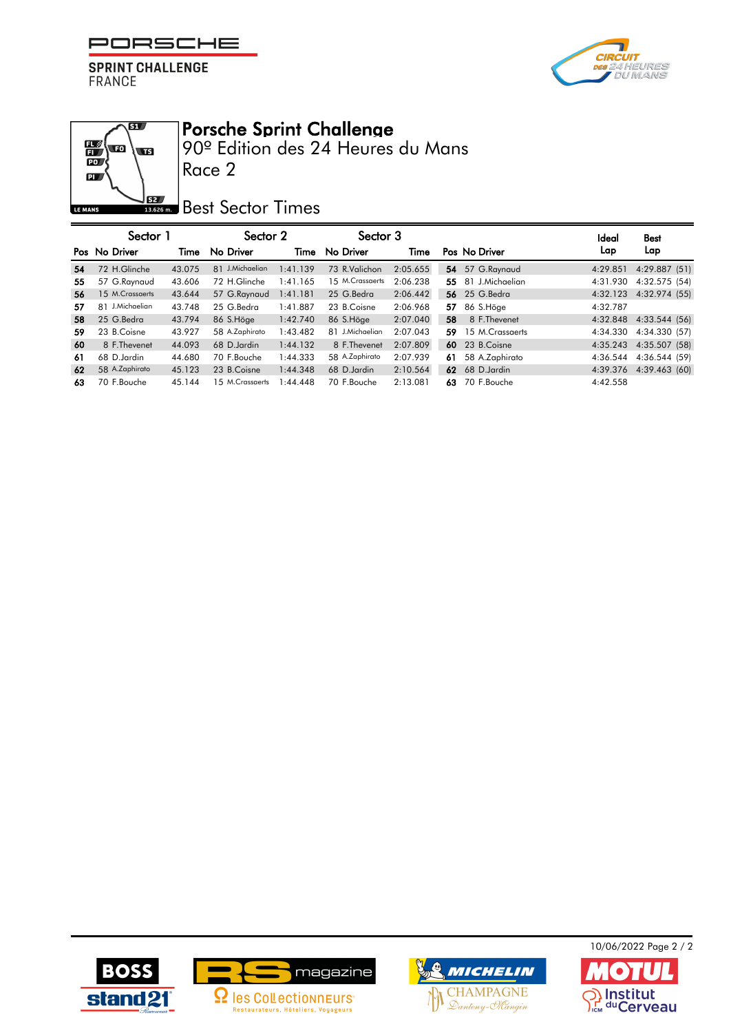PORSCHE

SPRINT CHALLENGE
FRANCE

# Porsche Sprint Challenge

## 90º Edition des 24 Heures du Mans

## Race 2

## Best Sector Times

| Sector 1 | | | Sector 2 | | Sector 3 | | | | Ideal | Best |
|---|---|---|---|---|---|---|---|---|---|---|
| Pos | No Driver | Time | No Driver | Time | No Driver | Time | Pos | No Driver | Lap | Lap |
| 54 | 72 H.Glinche | 43.075 | 81 J.Michaelian | 1:41.139 | 73 R.Valichon | 2:05.655 | 54 | 57 G.Raynaud | 4:29.851 | 4:29.887 (51) |
| 55 | 57 G.Raynaud | 43.606 | 72 H.Glinche | 1:41.165 | 15 M.Crassaerts | 2:06.238 | 55 | 81 J.Michaelian | 4:31.930 | 4:32.575 (54) |
| 56 | 15 M.Crassaerts | 43.644 | 57 G.Raynaud | 1:41.181 | 25 G.Bedra | 2:06.442 | 56 | 25 G.Bedra | 4:32.123 | 4:32.974 (55) |
| 57 | 81 J.Michaelian | 43.748 | 25 G.Bedra | 1:41.887 | 23 B.Coisne | 2:06.968 | 57 | 86 S.Höge | 4:32.787 | |
| 58 | 25 G.Bedra | 43.794 | 86 S.Höge | 1:42.740 | 86 S.Höge | 2:07.040 | 58 | 8 F.Thevenet | 4:32.848 | 4:33.544 (56) |
| 59 | 23 B.Coisne | 43.927 | 58 A.Zaphirato | 1:43.482 | 81 J.Michaelian | 2:07.043 | 59 | 15 M.Crassaerts | 4:34.330 | 4:34.330 (57) |
| 60 | 8 F.Thevenet | 44.093 | 68 D.Jardin | 1:44.132 | 8 F.Thevenet | 2:07.809 | 60 | 23 B.Coisne | 4:35.243 | 4:35.507 (58) |
| 61 | 68 D.Jardin | 44.680 | 70 F.Bouche | 1:44.333 | 58 A.Zaphirato | 2:07.939 | 61 | 58 A.Zaphirato | 4:36.544 | 4:36.544 (59) |
| 62 | 58 A.Zaphirato | 45.123 | 23 B.Coisne | 1:44.348 | 68 D.Jardin | 2:10.564 | 62 | 68 D.Jardin | 4:39.376 | 4:39.463 (60) |
| 63 | 70 F.Bouche | 45.144 | 15 M.Crassaerts | 1:44.448 | 70 F.Bouche | 2:13.081 | 63 | 70 F.Bouche | 4:42.558 | |

10/06/2022